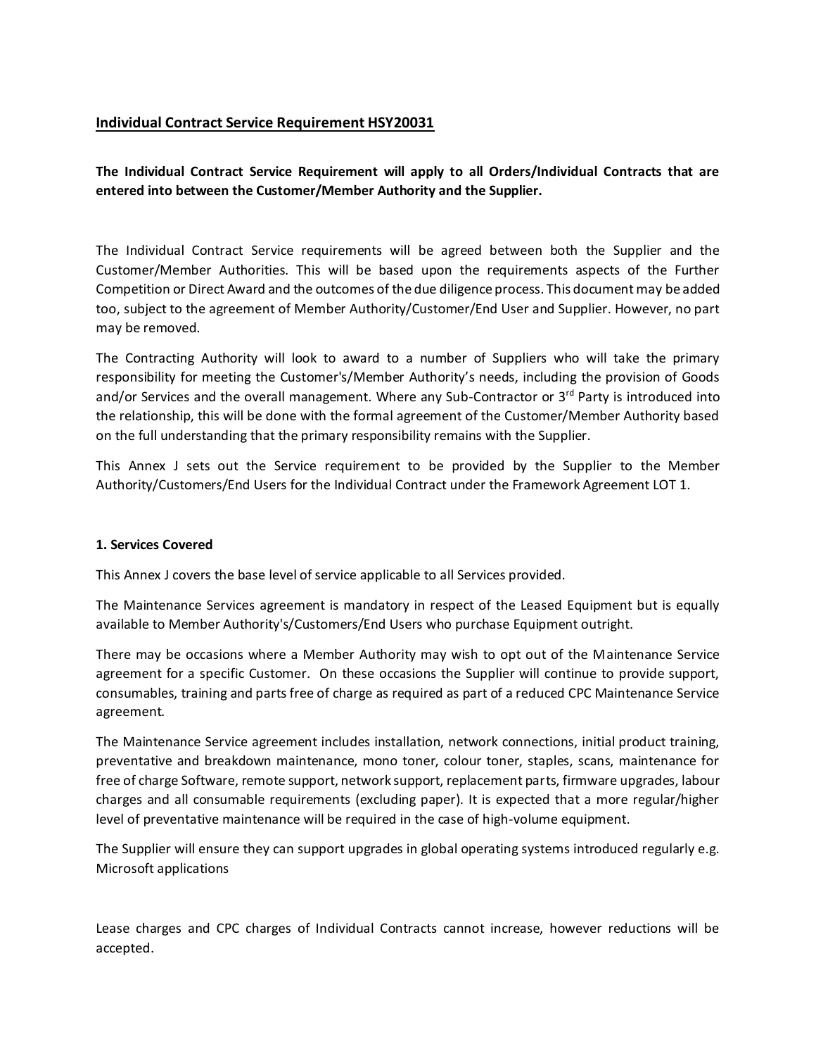## Individual Contract Service Requirement HSY20031

**The Individual Contract Service Requirement will apply to all Orders/Individual Contracts that are entered into between the Customer/Member Authority and the Supplier.**

The Individual Contract Service requirements will be agreed between both the Supplier and the Customer/Member Authorities. This will be based upon the requirements aspects of the Further Competition or Direct Award and the outcomes of the due diligence process. This document may be added too, subject to the agreement of Member Authority/Customer/End User and Supplier. However, no part may be removed.

The Contracting Authority will look to award to a number of Suppliers who will take the primary responsibility for meeting the Customer's/Member Authority's needs, including the provision of Goods and/or Services and the overall management. Where any Sub-Contractor or 3rd Party is introduced into the relationship, this will be done with the formal agreement of the Customer/Member Authority based on the full understanding that the primary responsibility remains with the Supplier.

This Annex J sets out the Service requirement to be provided by the Supplier to the Member Authority/Customers/End Users for the Individual Contract under the Framework Agreement LOT 1.

### 1. Services Covered

This Annex J covers the base level of service applicable to all Services provided.

The Maintenance Services agreement is mandatory in respect of the Leased Equipment but is equally available to Member Authority's/Customers/End Users who purchase Equipment outright.

There may be occasions where a Member Authority may wish to opt out of the Maintenance Service agreement for a specific Customer. On these occasions the Supplier will continue to provide support, consumables, training and parts free of charge as required as part of a reduced CPC Maintenance Service agreement.

The Maintenance Service agreement includes installation, network connections, initial product training, preventative and breakdown maintenance, mono toner, colour toner, staples, scans, maintenance for free of charge Software, remote support, network support, replacement parts, firmware upgrades, labour charges and all consumable requirements (excluding paper). It is expected that a more regular/higher level of preventative maintenance will be required in the case of high-volume equipment.

The Supplier will ensure they can support upgrades in global operating systems introduced regularly e.g. Microsoft applications

Lease charges and CPC charges of Individual Contracts cannot increase, however reductions will be accepted.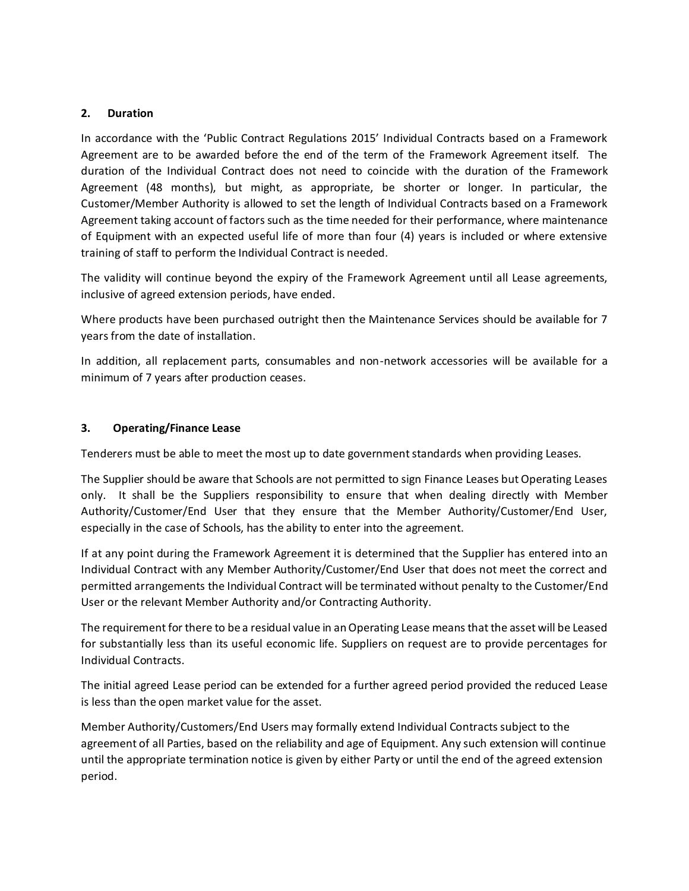## 2. Duration

In accordance with the 'Public Contract Regulations 2015' Individual Contracts based on a Framework Agreement are to be awarded before the end of the term of the Framework Agreement itself. The duration of the Individual Contract does not need to coincide with the duration of the Framework Agreement (48 months), but might, as appropriate, be shorter or longer. In particular, the Customer/Member Authority is allowed to set the length of Individual Contracts based on a Framework Agreement taking account of factors such as the time needed for their performance, where maintenance of Equipment with an expected useful life of more than four (4) years is included or where extensive training of staff to perform the Individual Contract is needed.

The validity will continue beyond the expiry of the Framework Agreement until all Lease agreements, inclusive of agreed extension periods, have ended.

Where products have been purchased outright then the Maintenance Services should be available for 7 years from the date of installation.

In addition, all replacement parts, consumables and non-network accessories will be available for a minimum of 7 years after production ceases.

## 3. Operating/Finance Lease

Tenderers must be able to meet the most up to date government standards when providing Leases.

The Supplier should be aware that Schools are not permitted to sign Finance Leases but Operating Leases only. It shall be the Suppliers responsibility to ensure that when dealing directly with Member Authority/Customer/End User that they ensure that the Member Authority/Customer/End User, especially in the case of Schools, has the ability to enter into the agreement.

If at any point during the Framework Agreement it is determined that the Supplier has entered into an Individual Contract with any Member Authority/Customer/End User that does not meet the correct and permitted arrangements the Individual Contract will be terminated without penalty to the Customer/End User or the relevant Member Authority and/or Contracting Authority.

The requirement for there to be a residual value in an Operating Lease means that the asset will be Leased for substantially less than its useful economic life. Suppliers on request are to provide percentages for Individual Contracts.

The initial agreed Lease period can be extended for a further agreed period provided the reduced Lease is less than the open market value for the asset.

Member Authority/Customers/End Users may formally extend Individual Contracts subject to the agreement of all Parties, based on the reliability and age of Equipment. Any such extension will continue until the appropriate termination notice is given by either Party or until the end of the agreed extension period.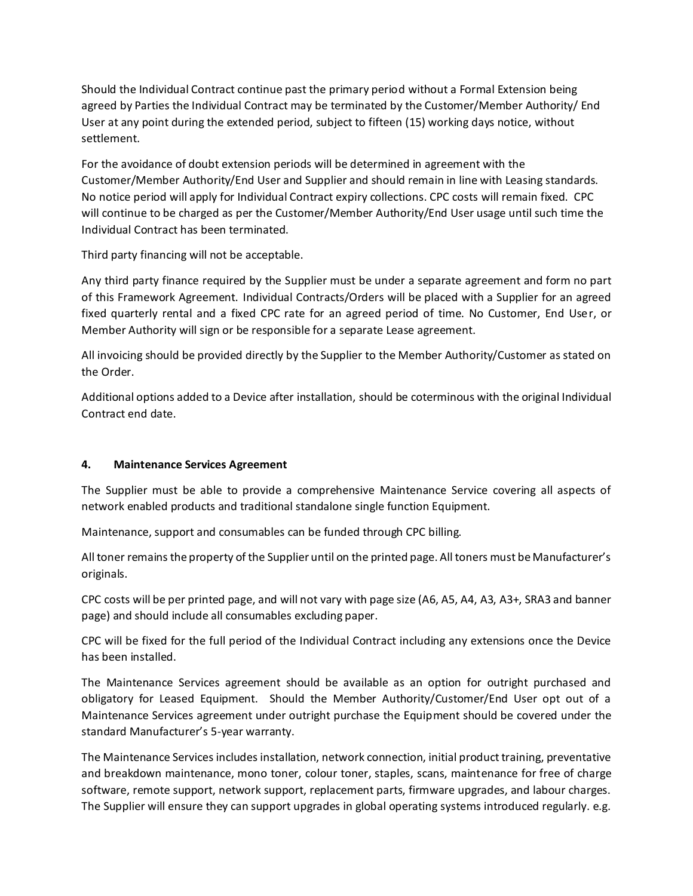Should the Individual Contract continue past the primary period without a Formal Extension being agreed by Parties the Individual Contract may be terminated by the Customer/Member Authority/ End User at any point during the extended period, subject to fifteen (15) working days notice, without settlement.

For the avoidance of doubt extension periods will be determined in agreement with the Customer/Member Authority/End User and Supplier and should remain in line with Leasing standards. No notice period will apply for Individual Contract expiry collections. CPC costs will remain fixed. CPC will continue to be charged as per the Customer/Member Authority/End User usage until such time the Individual Contract has been terminated.

Third party financing will not be acceptable.

Any third party finance required by the Supplier must be under a separate agreement and form no part of this Framework Agreement. Individual Contracts/Orders will be placed with a Supplier for an agreed fixed quarterly rental and a fixed CPC rate for an agreed period of time. No Customer, End User, or Member Authority will sign or be responsible for a separate Lease agreement.

All invoicing should be provided directly by the Supplier to the Member Authority/Customer as stated on the Order.

Additional options added to a Device after installation, should be coterminous with the original Individual Contract end date.

## 4. Maintenance Services Agreement

The Supplier must be able to provide a comprehensive Maintenance Service covering all aspects of network enabled products and traditional standalone single function Equipment.

Maintenance, support and consumables can be funded through CPC billing.

All toner remains the property of the Supplier until on the printed page. All toners must be Manufacturer's originals.

CPC costs will be per printed page, and will not vary with page size (A6, A5, A4, A3, A3+, SRA3 and banner page) and should include all consumables excluding paper.

CPC will be fixed for the full period of the Individual Contract including any extensions once the Device has been installed.

The Maintenance Services agreement should be available as an option for outright purchased and obligatory for Leased Equipment. Should the Member Authority/Customer/End User opt out of a Maintenance Services agreement under outright purchase the Equipment should be covered under the standard Manufacturer's 5-year warranty.

The Maintenance Services includes installation, network connection, initial product training, preventative and breakdown maintenance, mono toner, colour toner, staples, scans, maintenance for free of charge software, remote support, network support, replacement parts, firmware upgrades, and labour charges. The Supplier will ensure they can support upgrades in global operating systems introduced regularly. e.g.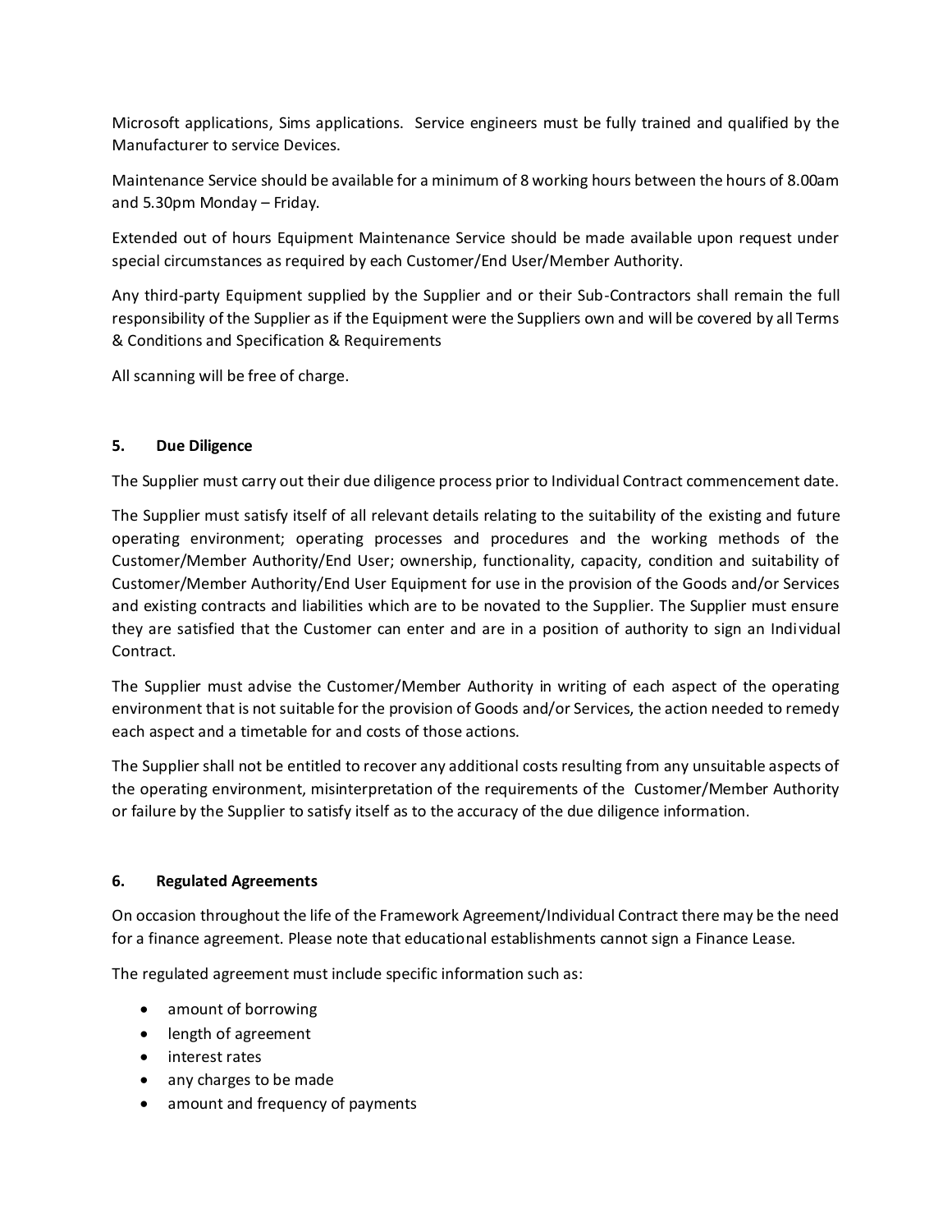Microsoft applications, Sims applications. Service engineers must be fully trained and qualified by the Manufacturer to service Devices.

Maintenance Service should be available for a minimum of 8 working hours between the hours of 8.00am and 5.30pm Monday – Friday.

Extended out of hours Equipment Maintenance Service should be made available upon request under special circumstances as required by each Customer/End User/Member Authority.

Any third-party Equipment supplied by the Supplier and or their Sub-Contractors shall remain the full responsibility of the Supplier as if the Equipment were the Suppliers own and will be covered by all Terms & Conditions and Specification & Requirements

All scanning will be free of charge.

### 5. Due Diligence

The Supplier must carry out their due diligence process prior to Individual Contract commencement date.

The Supplier must satisfy itself of all relevant details relating to the suitability of the existing and future operating environment; operating processes and procedures and the working methods of the Customer/Member Authority/End User; ownership, functionality, capacity, condition and suitability of Customer/Member Authority/End User Equipment for use in the provision of the Goods and/or Services and existing contracts and liabilities which are to be novated to the Supplier. The Supplier must ensure they are satisfied that the Customer can enter and are in a position of authority to sign an Individual Contract.

The Supplier must advise the Customer/Member Authority in writing of each aspect of the operating environment that is not suitable for the provision of Goods and/or Services, the action needed to remedy each aspect and a timetable for and costs of those actions.

The Supplier shall not be entitled to recover any additional costs resulting from any unsuitable aspects of the operating environment, misinterpretation of the requirements of the Customer/Member Authority or failure by the Supplier to satisfy itself as to the accuracy of the due diligence information.

### 6. Regulated Agreements

On occasion throughout the life of the Framework Agreement/Individual Contract there may be the need for a finance agreement. Please note that educational establishments cannot sign a Finance Lease.

The regulated agreement must include specific information such as:

- amount of borrowing
- length of agreement
- interest rates
- any charges to be made
- amount and frequency of payments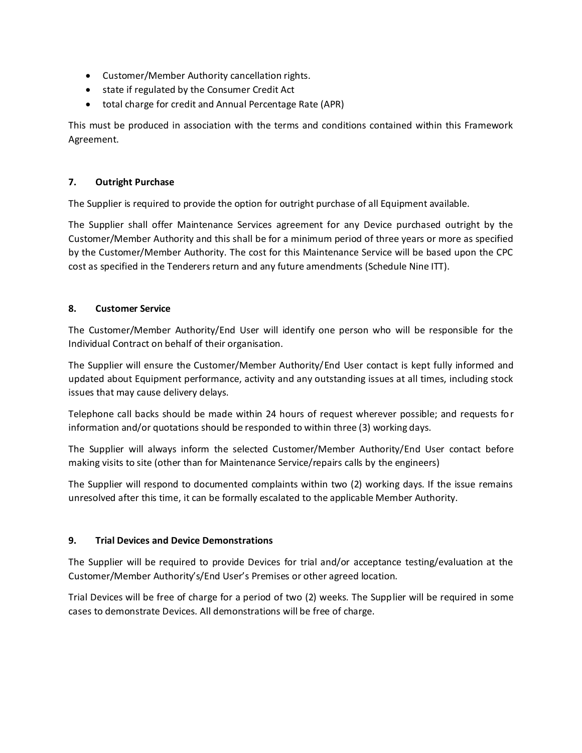- Customer/Member Authority cancellation rights.
- state if regulated by the Consumer Credit Act
- total charge for credit and Annual Percentage Rate (APR)

This must be produced in association with the terms and conditions contained within this Framework Agreement.

**7. Outright Purchase**

The Supplier is required to provide the option for outright purchase of all Equipment available.

The Supplier shall offer Maintenance Services agreement for any Device purchased outright by the Customer/Member Authority and this shall be for a minimum period of three years or more as specified by the Customer/Member Authority. The cost for this Maintenance Service will be based upon the CPC cost as specified in the Tenderers return and any future amendments (Schedule Nine ITT).

**8. Customer Service**

The Customer/Member Authority/End User will identify one person who will be responsible for the Individual Contract on behalf of their organisation.

The Supplier will ensure the Customer/Member Authority/End User contact is kept fully informed and updated about Equipment performance, activity and any outstanding issues at all times, including stock issues that may cause delivery delays.

Telephone call backs should be made within 24 hours of request wherever possible; and requests for information and/or quotations should be responded to within three (3) working days.

The Supplier will always inform the selected Customer/Member Authority/End User contact before making visits to site (other than for Maintenance Service/repairs calls by the engineers)

The Supplier will respond to documented complaints within two (2) working days. If the issue remains unresolved after this time, it can be formally escalated to the applicable Member Authority.

**9. Trial Devices and Device Demonstrations**

The Supplier will be required to provide Devices for trial and/or acceptance testing/evaluation at the Customer/Member Authority's/End User's Premises or other agreed location.

Trial Devices will be free of charge for a period of two (2) weeks. The Supplier will be required in some cases to demonstrate Devices. All demonstrations will be free of charge.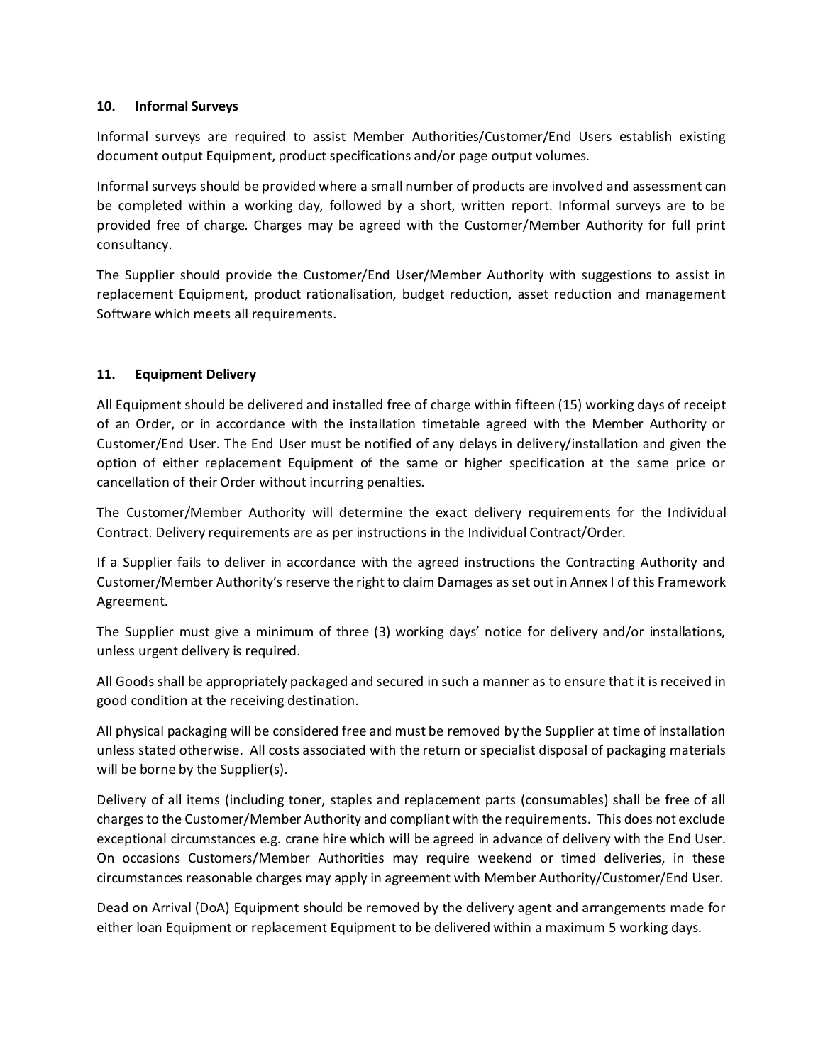## 10. Informal Surveys

Informal surveys are required to assist Member Authorities/Customer/End Users establish existing document output Equipment, product specifications and/or page output volumes.

Informal surveys should be provided where a small number of products are involved and assessment can be completed within a working day, followed by a short, written report. Informal surveys are to be provided free of charge. Charges may be agreed with the Customer/Member Authority for full print consultancy.

The Supplier should provide the Customer/End User/Member Authority with suggestions to assist in replacement Equipment, product rationalisation, budget reduction, asset reduction and management Software which meets all requirements.

## 11. Equipment Delivery

All Equipment should be delivered and installed free of charge within fifteen (15) working days of receipt of an Order, or in accordance with the installation timetable agreed with the Member Authority or Customer/End User. The End User must be notified of any delays in delivery/installation and given the option of either replacement Equipment of the same or higher specification at the same price or cancellation of their Order without incurring penalties.

The Customer/Member Authority will determine the exact delivery requirements for the Individual Contract. Delivery requirements are as per instructions in the Individual Contract/Order.

If a Supplier fails to deliver in accordance with the agreed instructions the Contracting Authority and Customer/Member Authority's reserve the right to claim Damages as set out in Annex I of this Framework Agreement.

The Supplier must give a minimum of three (3) working days' notice for delivery and/or installations, unless urgent delivery is required.

All Goods shall be appropriately packaged and secured in such a manner as to ensure that it is received in good condition at the receiving destination.

All physical packaging will be considered free and must be removed by the Supplier at time of installation unless stated otherwise. All costs associated with the return or specialist disposal of packaging materials will be borne by the Supplier(s).

Delivery of all items (including toner, staples and replacement parts (consumables) shall be free of all charges to the Customer/Member Authority and compliant with the requirements. This does not exclude exceptional circumstances e.g. crane hire which will be agreed in advance of delivery with the End User. On occasions Customers/Member Authorities may require weekend or timed deliveries, in these circumstances reasonable charges may apply in agreement with Member Authority/Customer/End User.

Dead on Arrival (DoA) Equipment should be removed by the delivery agent and arrangements made for either loan Equipment or replacement Equipment to be delivered within a maximum 5 working days.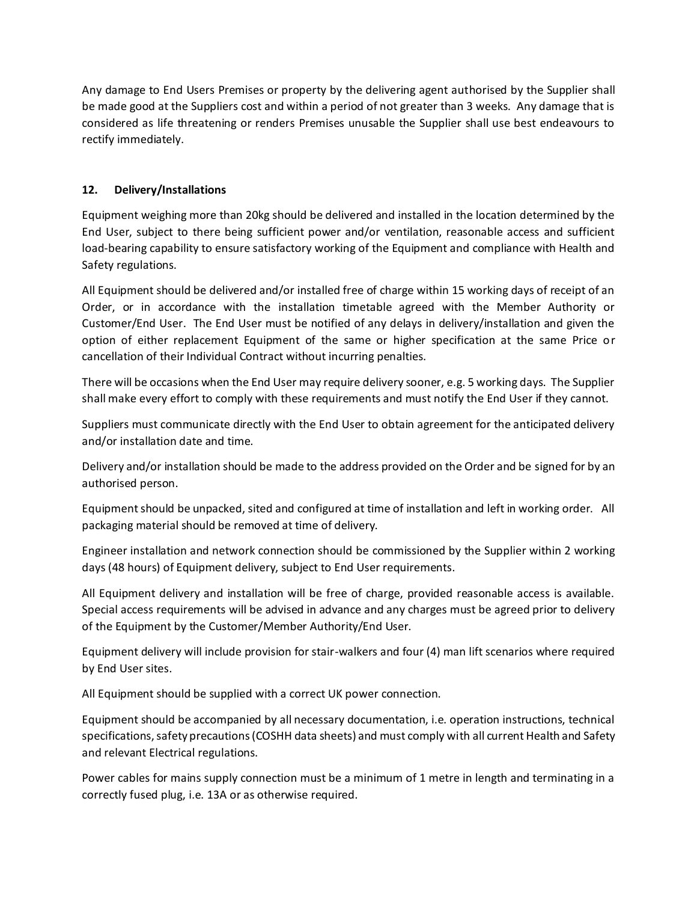Any damage to End Users Premises or property by the delivering agent authorised by the Supplier shall be made good at the Suppliers cost and within a period of not greater than 3 weeks. Any damage that is considered as life threatening or renders Premises unusable the Supplier shall use best endeavours to rectify immediately.

## 12. Delivery/Installations

Equipment weighing more than 20kg should be delivered and installed in the location determined by the End User, subject to there being sufficient power and/or ventilation, reasonable access and sufficient load-bearing capability to ensure satisfactory working of the Equipment and compliance with Health and Safety regulations.

All Equipment should be delivered and/or installed free of charge within 15 working days of receipt of an Order, or in accordance with the installation timetable agreed with the Member Authority or Customer/End User. The End User must be notified of any delays in delivery/installation and given the option of either replacement Equipment of the same or higher specification at the same Price or cancellation of their Individual Contract without incurring penalties.

There will be occasions when the End User may require delivery sooner, e.g. 5 working days. The Supplier shall make every effort to comply with these requirements and must notify the End User if they cannot.

Suppliers must communicate directly with the End User to obtain agreement for the anticipated delivery and/or installation date and time.

Delivery and/or installation should be made to the address provided on the Order and be signed for by an authorised person.

Equipment should be unpacked, sited and configured at time of installation and left in working order. All packaging material should be removed at time of delivery.

Engineer installation and network connection should be commissioned by the Supplier within 2 working days (48 hours) of Equipment delivery, subject to End User requirements.

All Equipment delivery and installation will be free of charge, provided reasonable access is available. Special access requirements will be advised in advance and any charges must be agreed prior to delivery of the Equipment by the Customer/Member Authority/End User.

Equipment delivery will include provision for stair-walkers and four (4) man lift scenarios where required by End User sites.

All Equipment should be supplied with a correct UK power connection.

Equipment should be accompanied by all necessary documentation, i.e. operation instructions, technical specifications, safety precautions (COSHH data sheets) and must comply with all current Health and Safety and relevant Electrical regulations.

Power cables for mains supply connection must be a minimum of 1 metre in length and terminating in a correctly fused plug, i.e. 13A or as otherwise required.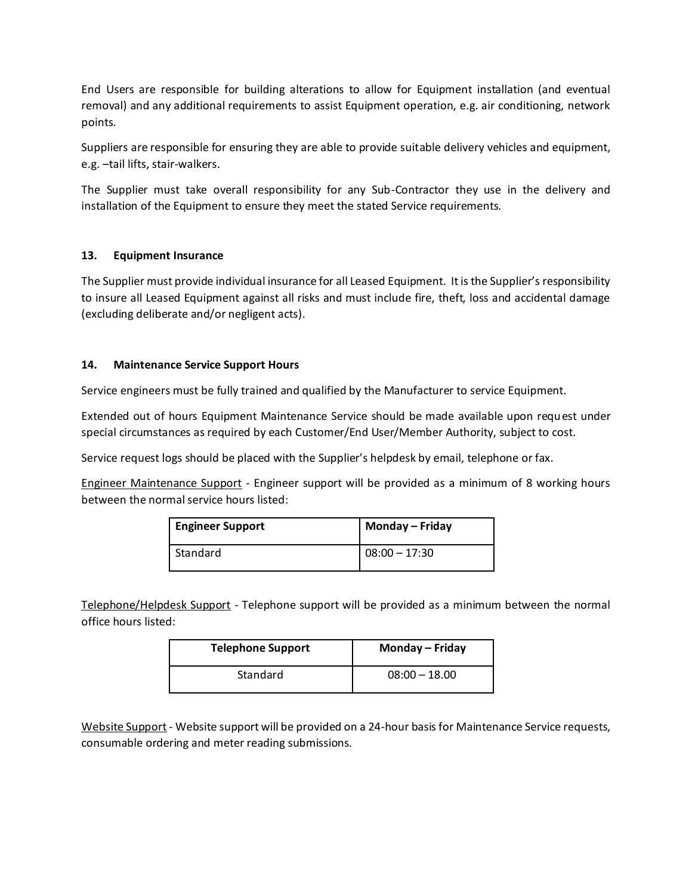End Users are responsible for building alterations to allow for Equipment installation (and eventual removal) and any additional requirements to assist Equipment operation, e.g. air conditioning, network points.

Suppliers are responsible for ensuring they are able to provide suitable delivery vehicles and equipment, e.g. –tail lifts, stair-walkers.

The Supplier must take overall responsibility for any Sub-Contractor they use in the delivery and installation of the Equipment to ensure they meet the stated Service requirements.

## 13. Equipment Insurance

The Supplier must provide individual insurance for all Leased Equipment. It is the Supplier's responsibility to insure all Leased Equipment against all risks and must include fire, theft, loss and accidental damage (excluding deliberate and/or negligent acts).

## 14. Maintenance Service Support Hours

Service engineers must be fully trained and qualified by the Manufacturer to service Equipment.

Extended out of hours Equipment Maintenance Service should be made available upon request under special circumstances as required by each Customer/End User/Member Authority, subject to cost.

Service request logs should be placed with the Supplier's helpdesk by email, telephone or fax.

Engineer Maintenance Support - Engineer support will be provided as a minimum of 8 working hours between the normal service hours listed:

| **Engineer Support** | **Monday – Friday** |
|---|---|
| Standard | 08:00 – 17:30 |

Telephone/Helpdesk Support - Telephone support will be provided as a minimum between the normal office hours listed:

| **Telephone Support** | **Monday – Friday** |
|---|---|
| Standard | 08:00 – 18.00 |

Website Support - Website support will be provided on a 24-hour basis for Maintenance Service requests, consumable ordering and meter reading submissions.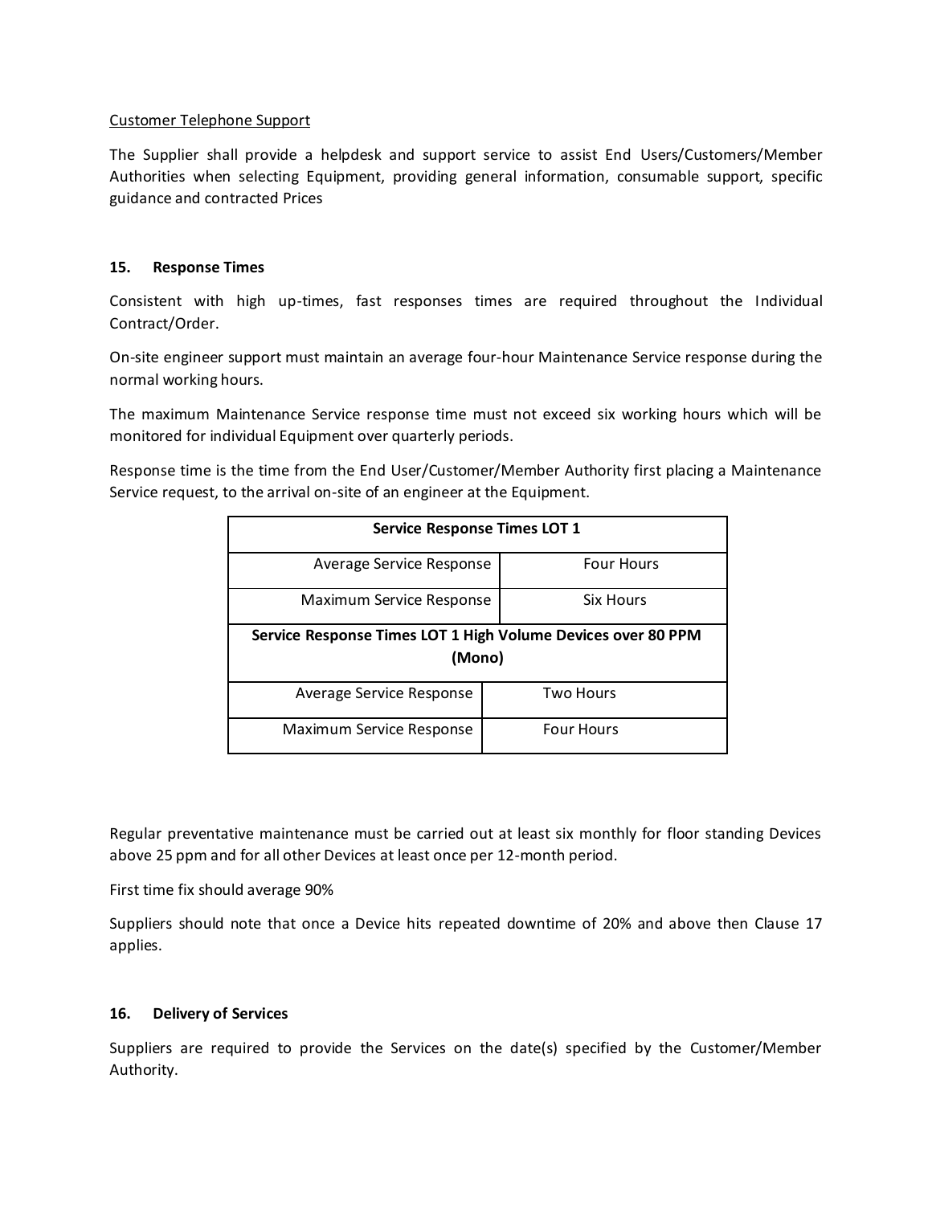Customer Telephone Support

The Supplier shall provide a helpdesk and support service to assist End Users/Customers/Member Authorities when selecting Equipment, providing general information, consumable support, specific guidance and contracted Prices

## 15. Response Times

Consistent with high up-times, fast responses times are required throughout the Individual Contract/Order.

On-site engineer support must maintain an average four-hour Maintenance Service response during the normal working hours.

The maximum Maintenance Service response time must not exceed six working hours which will be monitored for individual Equipment over quarterly periods.

Response time is the time from the End User/Customer/Member Authority first placing a Maintenance Service request, to the arrival on-site of an engineer at the Equipment.

| **Service Response Times LOT 1** | |
|---|---|
| Average Service Response | Four Hours |
| Maximum Service Response | Six Hours |
| **Service Response Times LOT 1 High Volume Devices over 80 PPM (Mono)** | |
| Average Service Response | Two Hours |
| Maximum Service Response | Four Hours |

Regular preventative maintenance must be carried out at least six monthly for floor standing Devices above 25 ppm and for all other Devices at least once per 12-month period.

First time fix should average 90%

Suppliers should note that once a Device hits repeated downtime of 20% and above then Clause 17 applies.

## 16. Delivery of Services

Suppliers are required to provide the Services on the date(s) specified by the Customer/Member Authority.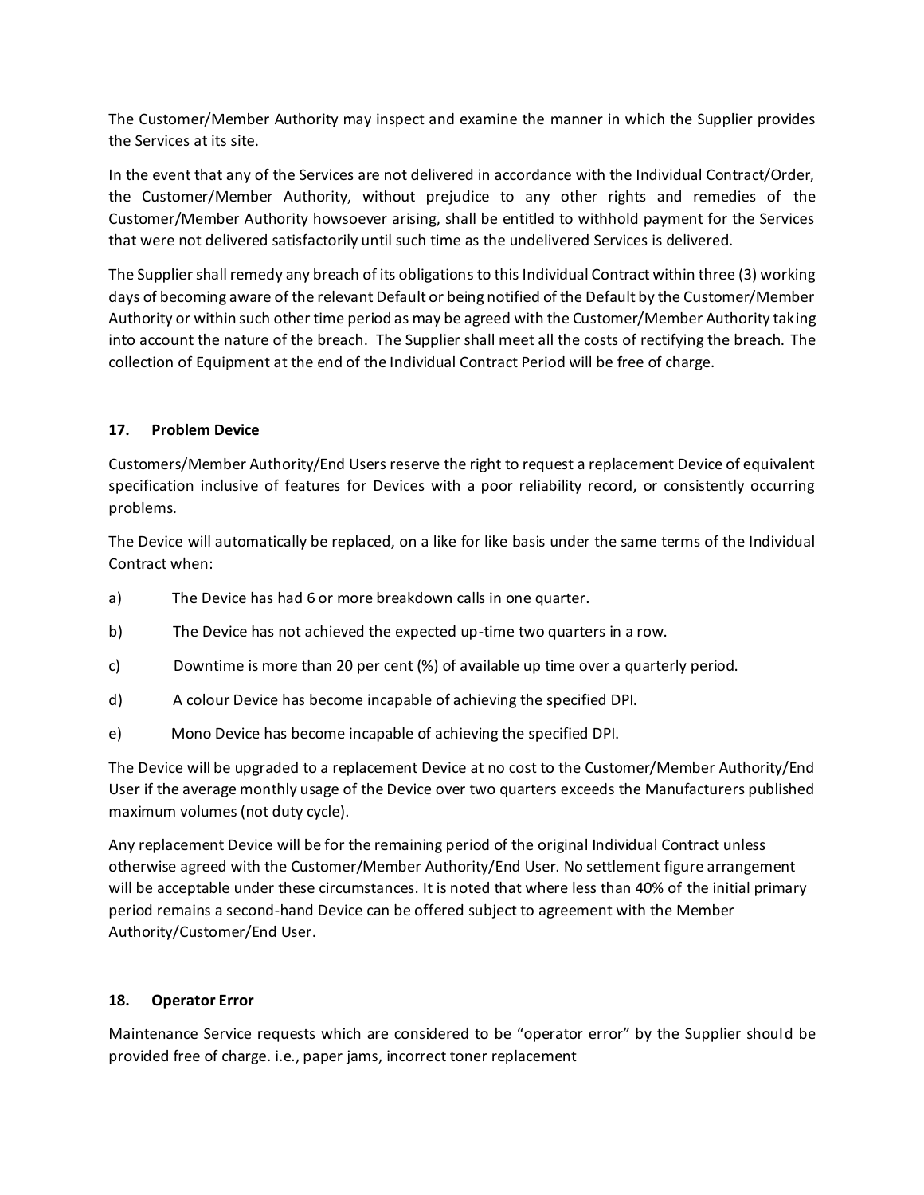The Customer/Member Authority may inspect and examine the manner in which the Supplier provides the Services at its site.

In the event that any of the Services are not delivered in accordance with the Individual Contract/Order, the Customer/Member Authority, without prejudice to any other rights and remedies of the Customer/Member Authority howsoever arising, shall be entitled to withhold payment for the Services that were not delivered satisfactorily until such time as the undelivered Services is delivered.

The Supplier shall remedy any breach of its obligations to this Individual Contract within three (3) working days of becoming aware of the relevant Default or being notified of the Default by the Customer/Member Authority or within such other time period as may be agreed with the Customer/Member Authority taking into account the nature of the breach. The Supplier shall meet all the costs of rectifying the breach. The collection of Equipment at the end of the Individual Contract Period will be free of charge.

## 17. Problem Device

Customers/Member Authority/End Users reserve the right to request a replacement Device of equivalent specification inclusive of features for Devices with a poor reliability record, or consistently occurring problems.

The Device will automatically be replaced, on a like for like basis under the same terms of the Individual Contract when:

a) The Device has had 6 or more breakdown calls in one quarter.

b) The Device has not achieved the expected up-time two quarters in a row.

c) Downtime is more than 20 per cent (%) of available up time over a quarterly period.

d) A colour Device has become incapable of achieving the specified DPI.

e) Mono Device has become incapable of achieving the specified DPI.

The Device will be upgraded to a replacement Device at no cost to the Customer/Member Authority/End User if the average monthly usage of the Device over two quarters exceeds the Manufacturers published maximum volumes (not duty cycle).

Any replacement Device will be for the remaining period of the original Individual Contract unless otherwise agreed with the Customer/Member Authority/End User. No settlement figure arrangement will be acceptable under these circumstances. It is noted that where less than 40% of the initial primary period remains a second-hand Device can be offered subject to agreement with the Member Authority/Customer/End User.

## 18. Operator Error

Maintenance Service requests which are considered to be "operator error" by the Supplier should be provided free of charge. i.e., paper jams, incorrect toner replacement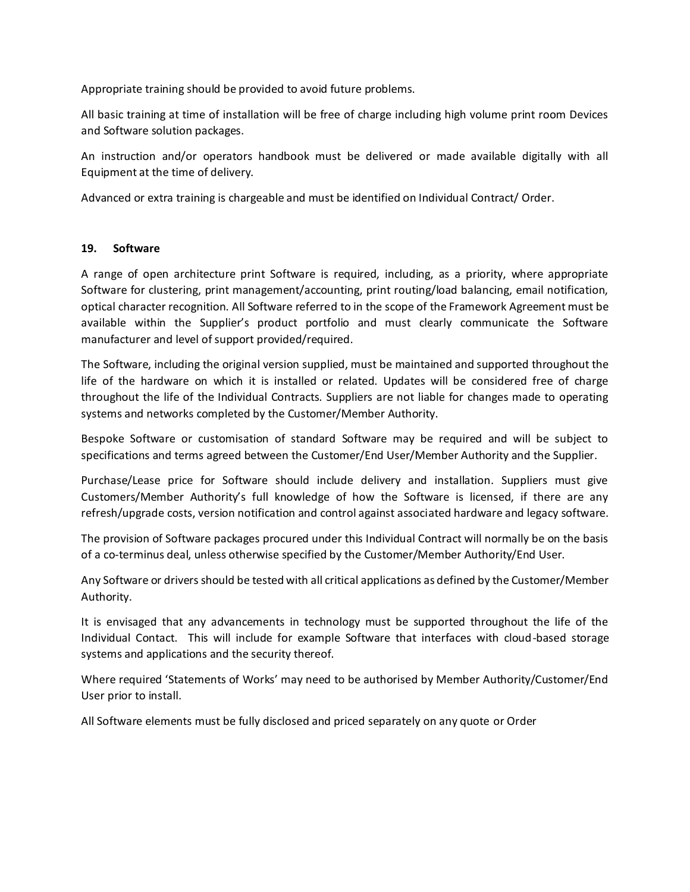Appropriate training should be provided to avoid future problems.

All basic training at time of installation will be free of charge including high volume print room Devices and Software solution packages.

An instruction and/or operators handbook must be delivered or made available digitally with all Equipment at the time of delivery.

Advanced or extra training is chargeable and must be identified on Individual Contract/ Order.

## 19. Software

A range of open architecture print Software is required, including, as a priority, where appropriate Software for clustering, print management/accounting, print routing/load balancing, email notification, optical character recognition. All Software referred to in the scope of the Framework Agreement must be available within the Supplier's product portfolio and must clearly communicate the Software manufacturer and level of support provided/required.

The Software, including the original version supplied, must be maintained and supported throughout the life of the hardware on which it is installed or related. Updates will be considered free of charge throughout the life of the Individual Contracts. Suppliers are not liable for changes made to operating systems and networks completed by the Customer/Member Authority.

Bespoke Software or customisation of standard Software may be required and will be subject to specifications and terms agreed between the Customer/End User/Member Authority and the Supplier.

Purchase/Lease price for Software should include delivery and installation. Suppliers must give Customers/Member Authority's full knowledge of how the Software is licensed, if there are any refresh/upgrade costs, version notification and control against associated hardware and legacy software.

The provision of Software packages procured under this Individual Contract will normally be on the basis of a co-terminus deal, unless otherwise specified by the Customer/Member Authority/End User.

Any Software or drivers should be tested with all critical applications as defined by the Customer/Member Authority.

It is envisaged that any advancements in technology must be supported throughout the life of the Individual Contact. This will include for example Software that interfaces with cloud-based storage systems and applications and the security thereof.

Where required 'Statements of Works' may need to be authorised by Member Authority/Customer/End User prior to install.

All Software elements must be fully disclosed and priced separately on any quote or Order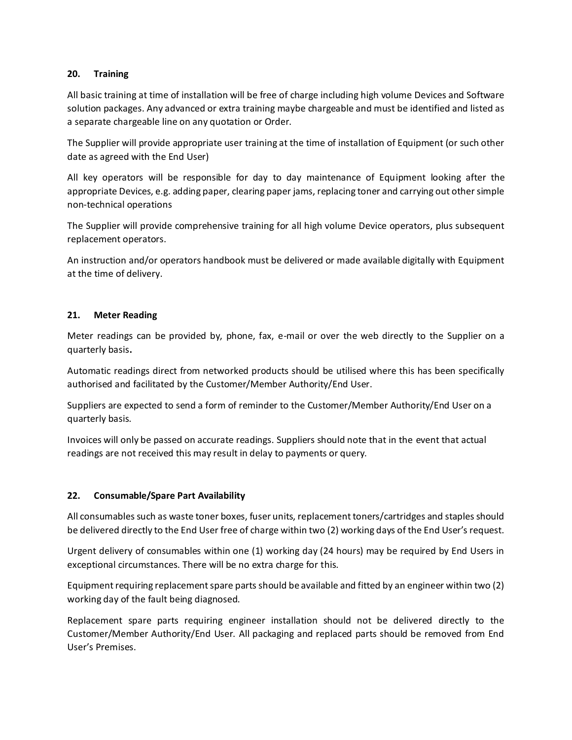## 20. Training

All basic training at time of installation will be free of charge including high volume Devices and Software solution packages. Any advanced or extra training maybe chargeable and must be identified and listed as a separate chargeable line on any quotation or Order.

The Supplier will provide appropriate user training at the time of installation of Equipment (or such other date as agreed with the End User)

All key operators will be responsible for day to day maintenance of Equipment looking after the appropriate Devices, e.g. adding paper, clearing paper jams, replacing toner and carrying out other simple non-technical operations

The Supplier will provide comprehensive training for all high volume Device operators, plus subsequent replacement operators.

An instruction and/or operators handbook must be delivered or made available digitally with Equipment at the time of delivery.

## 21. Meter Reading

Meter readings can be provided by, phone, fax, e-mail or over the web directly to the Supplier on a quarterly basis**.**

Automatic readings direct from networked products should be utilised where this has been specifically authorised and facilitated by the Customer/Member Authority/End User.

Suppliers are expected to send a form of reminder to the Customer/Member Authority/End User on a quarterly basis.

Invoices will only be passed on accurate readings. Suppliers should note that in the event that actual readings are not received this may result in delay to payments or query.

## 22. Consumable/Spare Part Availability

All consumables such as waste toner boxes, fuser units, replacement toners/cartridges and staples should be delivered directly to the End User free of charge within two (2) working days of the End User's request.

Urgent delivery of consumables within one (1) working day (24 hours) may be required by End Users in exceptional circumstances. There will be no extra charge for this.

Equipment requiring replacement spare parts should be available and fitted by an engineer within two (2) working day of the fault being diagnosed.

Replacement spare parts requiring engineer installation should not be delivered directly to the Customer/Member Authority/End User. All packaging and replaced parts should be removed from End User's Premises.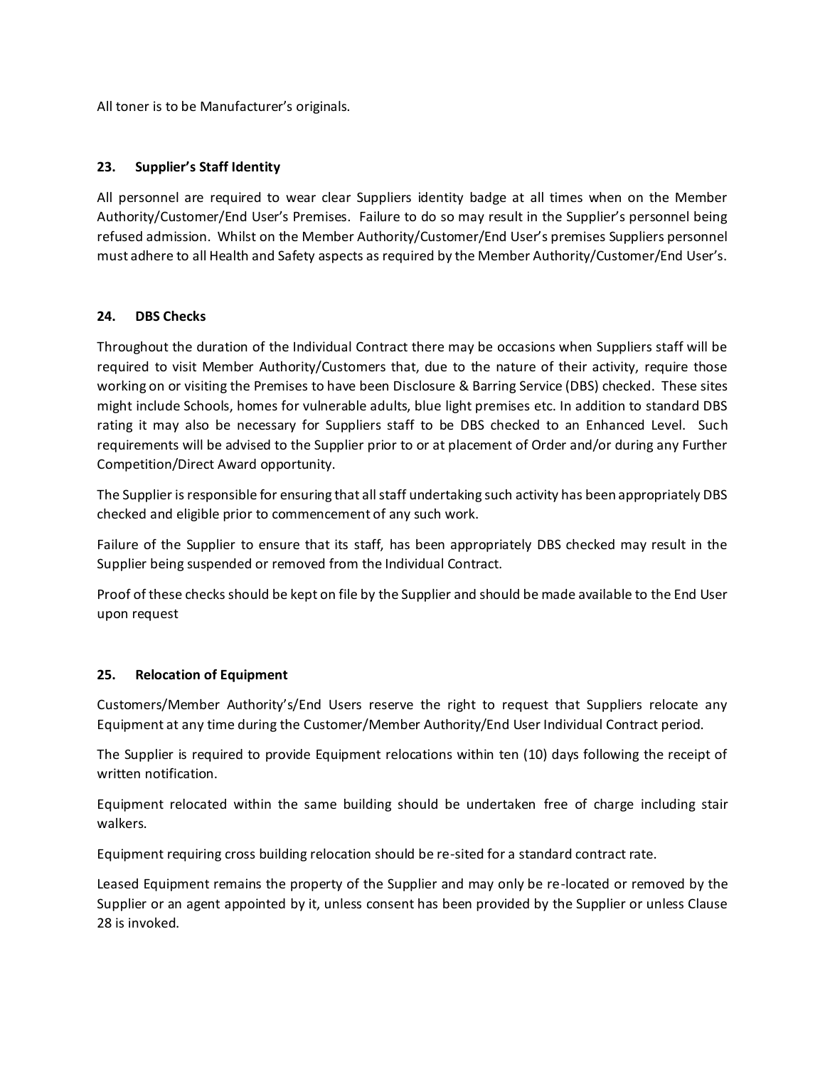All toner is to be Manufacturer's originals.

## 23. Supplier's Staff Identity

All personnel are required to wear clear Suppliers identity badge at all times when on the Member Authority/Customer/End User's Premises. Failure to do so may result in the Supplier's personnel being refused admission. Whilst on the Member Authority/Customer/End User's premises Suppliers personnel must adhere to all Health and Safety aspects as required by the Member Authority/Customer/End User's.

## 24. DBS Checks

Throughout the duration of the Individual Contract there may be occasions when Suppliers staff will be required to visit Member Authority/Customers that, due to the nature of their activity, require those working on or visiting the Premises to have been Disclosure & Barring Service (DBS) checked. These sites might include Schools, homes for vulnerable adults, blue light premises etc. In addition to standard DBS rating it may also be necessary for Suppliers staff to be DBS checked to an Enhanced Level. Such requirements will be advised to the Supplier prior to or at placement of Order and/or during any Further Competition/Direct Award opportunity.

The Supplier is responsible for ensuring that all staff undertaking such activity has been appropriately DBS checked and eligible prior to commencement of any such work.

Failure of the Supplier to ensure that its staff, has been appropriately DBS checked may result in the Supplier being suspended or removed from the Individual Contract.

Proof of these checks should be kept on file by the Supplier and should be made available to the End User upon request

## 25. Relocation of Equipment

Customers/Member Authority's/End Users reserve the right to request that Suppliers relocate any Equipment at any time during the Customer/Member Authority/End User Individual Contract period.

The Supplier is required to provide Equipment relocations within ten (10) days following the receipt of written notification.

Equipment relocated within the same building should be undertaken free of charge including stair walkers.

Equipment requiring cross building relocation should be re-sited for a standard contract rate.

Leased Equipment remains the property of the Supplier and may only be re-located or removed by the Supplier or an agent appointed by it, unless consent has been provided by the Supplier or unless Clause 28 is invoked.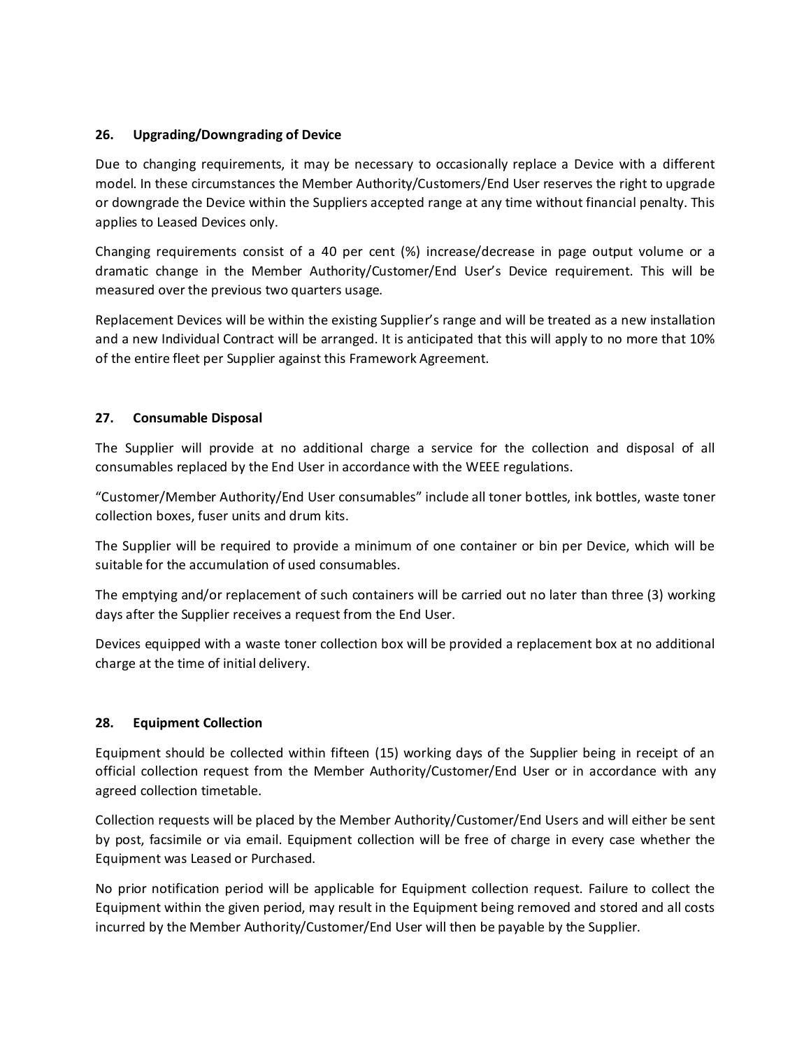## 26. Upgrading/Downgrading of Device

Due to changing requirements, it may be necessary to occasionally replace a Device with a different model. In these circumstances the Member Authority/Customers/End User reserves the right to upgrade or downgrade the Device within the Suppliers accepted range at any time without financial penalty. This applies to Leased Devices only.

Changing requirements consist of a 40 per cent (%) increase/decrease in page output volume or a dramatic change in the Member Authority/Customer/End User's Device requirement. This will be measured over the previous two quarters usage.

Replacement Devices will be within the existing Supplier's range and will be treated as a new installation and a new Individual Contract will be arranged. It is anticipated that this will apply to no more that 10% of the entire fleet per Supplier against this Framework Agreement.

## 27. Consumable Disposal

The Supplier will provide at no additional charge a service for the collection and disposal of all consumables replaced by the End User in accordance with the WEEE regulations.

"Customer/Member Authority/End User consumables" include all toner bottles, ink bottles, waste toner collection boxes, fuser units and drum kits.

The Supplier will be required to provide a minimum of one container or bin per Device, which will be suitable for the accumulation of used consumables.

The emptying and/or replacement of such containers will be carried out no later than three (3) working days after the Supplier receives a request from the End User.

Devices equipped with a waste toner collection box will be provided a replacement box at no additional charge at the time of initial delivery.

## 28. Equipment Collection

Equipment should be collected within fifteen (15) working days of the Supplier being in receipt of an official collection request from the Member Authority/Customer/End User or in accordance with any agreed collection timetable.

Collection requests will be placed by the Member Authority/Customer/End Users and will either be sent by post, facsimile or via email. Equipment collection will be free of charge in every case whether the Equipment was Leased or Purchased.

No prior notification period will be applicable for Equipment collection request. Failure to collect the Equipment within the given period, may result in the Equipment being removed and stored and all costs incurred by the Member Authority/Customer/End User will then be payable by the Supplier.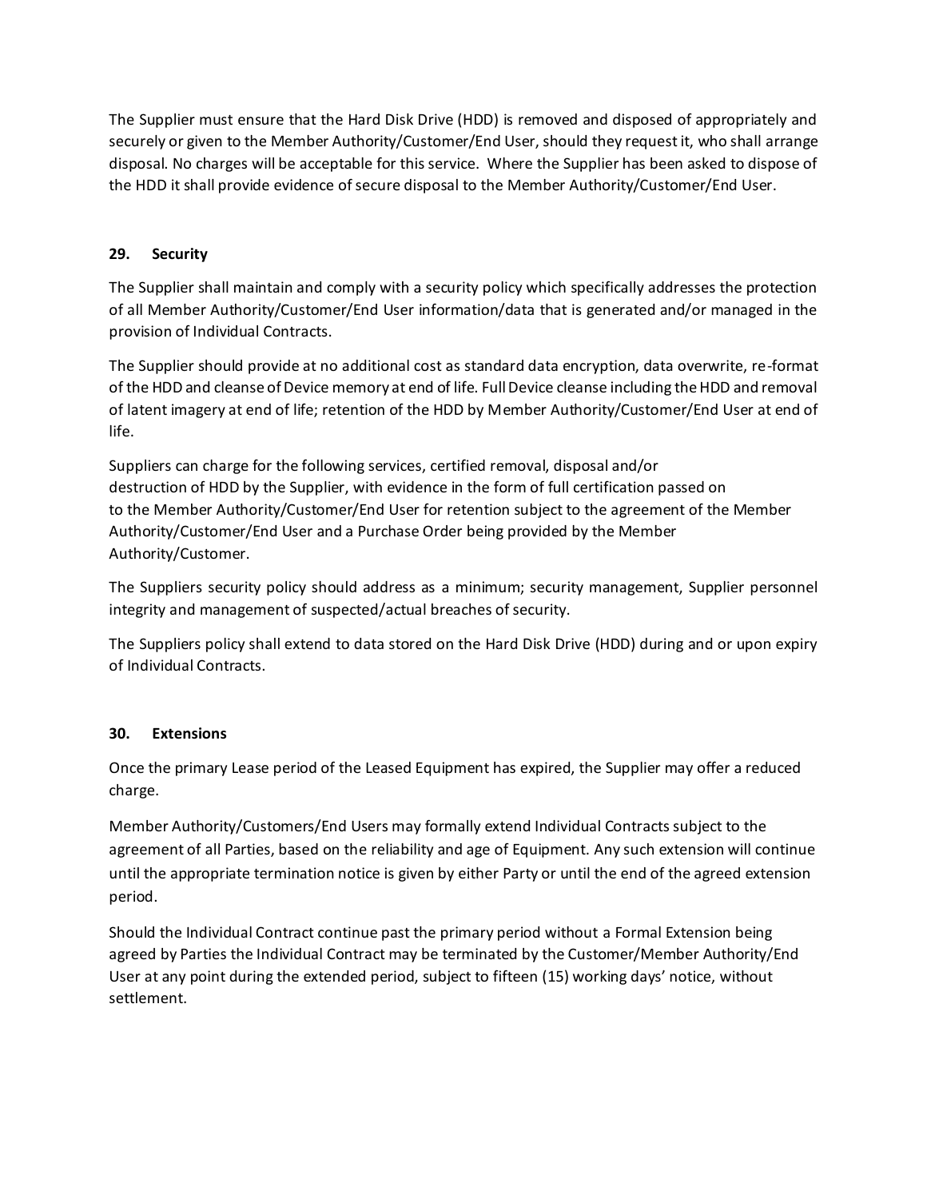The Supplier must ensure that the Hard Disk Drive (HDD) is removed and disposed of appropriately and securely or given to the Member Authority/Customer/End User, should they request it, who shall arrange disposal. No charges will be acceptable for this service. Where the Supplier has been asked to dispose of the HDD it shall provide evidence of secure disposal to the Member Authority/Customer/End User.

### 29. Security

The Supplier shall maintain and comply with a security policy which specifically addresses the protection of all Member Authority/Customer/End User information/data that is generated and/or managed in the provision of Individual Contracts.

The Supplier should provide at no additional cost as standard data encryption, data overwrite, re-format of the HDD and cleanse of Device memory at end of life. Full Device cleanse including the HDD and removal of latent imagery at end of life; retention of the HDD by Member Authority/Customer/End User at end of life.

Suppliers can charge for the following services, certified removal, disposal and/or destruction of HDD by the Supplier, with evidence in the form of full certification passed on to the Member Authority/Customer/End User for retention subject to the agreement of the Member Authority/Customer/End User and a Purchase Order being provided by the Member Authority/Customer.

The Suppliers security policy should address as a minimum; security management, Supplier personnel integrity and management of suspected/actual breaches of security.

The Suppliers policy shall extend to data stored on the Hard Disk Drive (HDD) during and or upon expiry of Individual Contracts.

### 30. Extensions

Once the primary Lease period of the Leased Equipment has expired, the Supplier may offer a reduced charge.

Member Authority/Customers/End Users may formally extend Individual Contracts subject to the agreement of all Parties, based on the reliability and age of Equipment. Any such extension will continue until the appropriate termination notice is given by either Party or until the end of the agreed extension period.

Should the Individual Contract continue past the primary period without a Formal Extension being agreed by Parties the Individual Contract may be terminated by the Customer/Member Authority/End User at any point during the extended period, subject to fifteen (15) working days' notice, without settlement.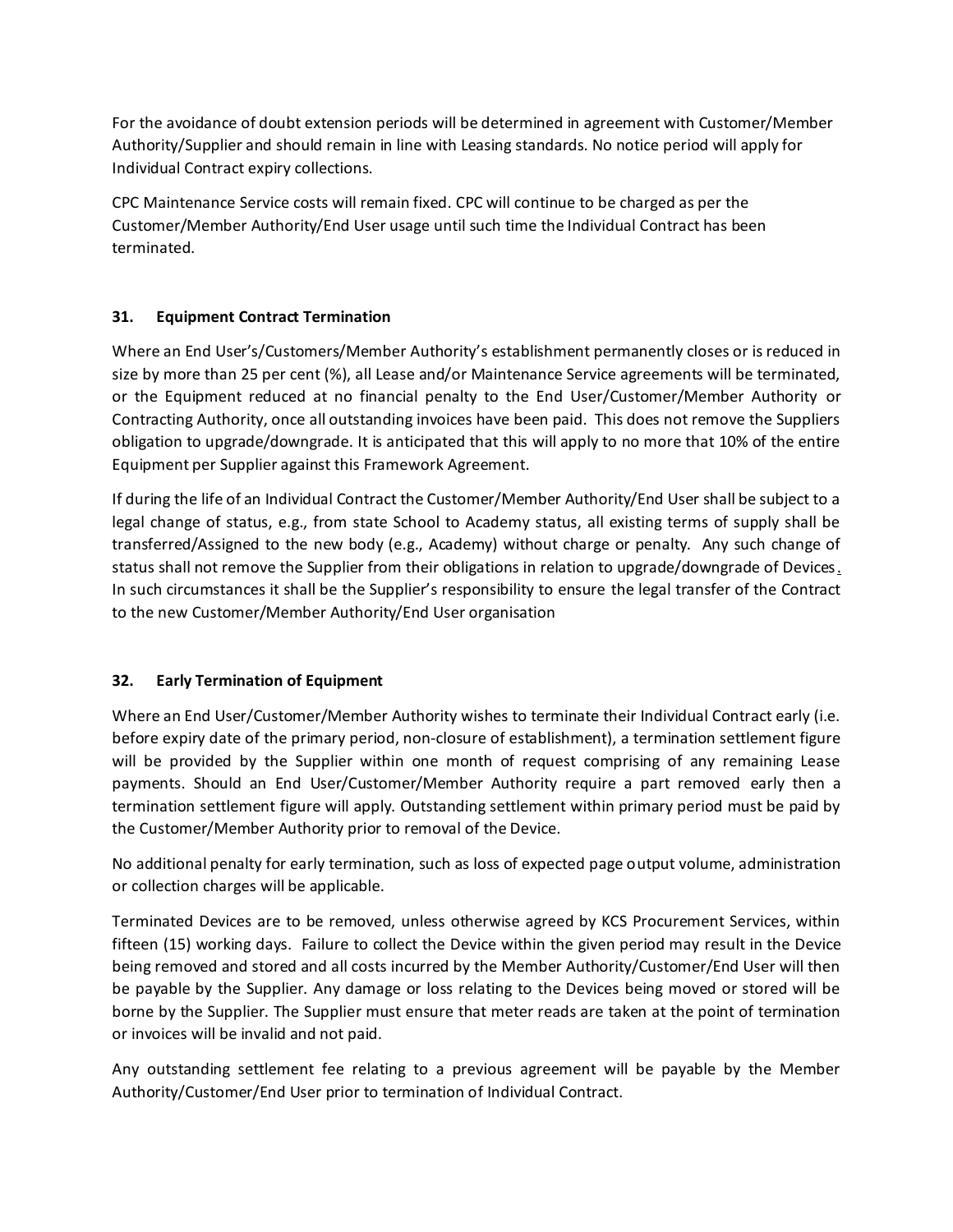For the avoidance of doubt extension periods will be determined in agreement with Customer/Member Authority/Supplier and should remain in line with Leasing standards. No notice period will apply for Individual Contract expiry collections.

CPC Maintenance Service costs will remain fixed. CPC will continue to be charged as per the Customer/Member Authority/End User usage until such time the Individual Contract has been terminated.

## 31. Equipment Contract Termination

Where an End User's/Customers/Member Authority's establishment permanently closes or is reduced in size by more than 25 per cent (%), all Lease and/or Maintenance Service agreements will be terminated, or the Equipment reduced at no financial penalty to the End User/Customer/Member Authority or Contracting Authority, once all outstanding invoices have been paid. This does not remove the Suppliers obligation to upgrade/downgrade. It is anticipated that this will apply to no more that 10% of the entire Equipment per Supplier against this Framework Agreement.

If during the life of an Individual Contract the Customer/Member Authority/End User shall be subject to a legal change of status, e.g., from state School to Academy status, all existing terms of supply shall be transferred/Assigned to the new body (e.g., Academy) without charge or penalty. Any such change of status shall not remove the Supplier from their obligations in relation to upgrade/downgrade of Devices. In such circumstances it shall be the Supplier's responsibility to ensure the legal transfer of the Contract to the new Customer/Member Authority/End User organisation

## 32. Early Termination of Equipment

Where an End User/Customer/Member Authority wishes to terminate their Individual Contract early (i.e. before expiry date of the primary period, non-closure of establishment), a termination settlement figure will be provided by the Supplier within one month of request comprising of any remaining Lease payments. Should an End User/Customer/Member Authority require a part removed early then a termination settlement figure will apply. Outstanding settlement within primary period must be paid by the Customer/Member Authority prior to removal of the Device.

No additional penalty for early termination, such as loss of expected page output volume, administration or collection charges will be applicable.

Terminated Devices are to be removed, unless otherwise agreed by KCS Procurement Services, within fifteen (15) working days. Failure to collect the Device within the given period may result in the Device being removed and stored and all costs incurred by the Member Authority/Customer/End User will then be payable by the Supplier. Any damage or loss relating to the Devices being moved or stored will be borne by the Supplier. The Supplier must ensure that meter reads are taken at the point of termination or invoices will be invalid and not paid.

Any outstanding settlement fee relating to a previous agreement will be payable by the Member Authority/Customer/End User prior to termination of Individual Contract.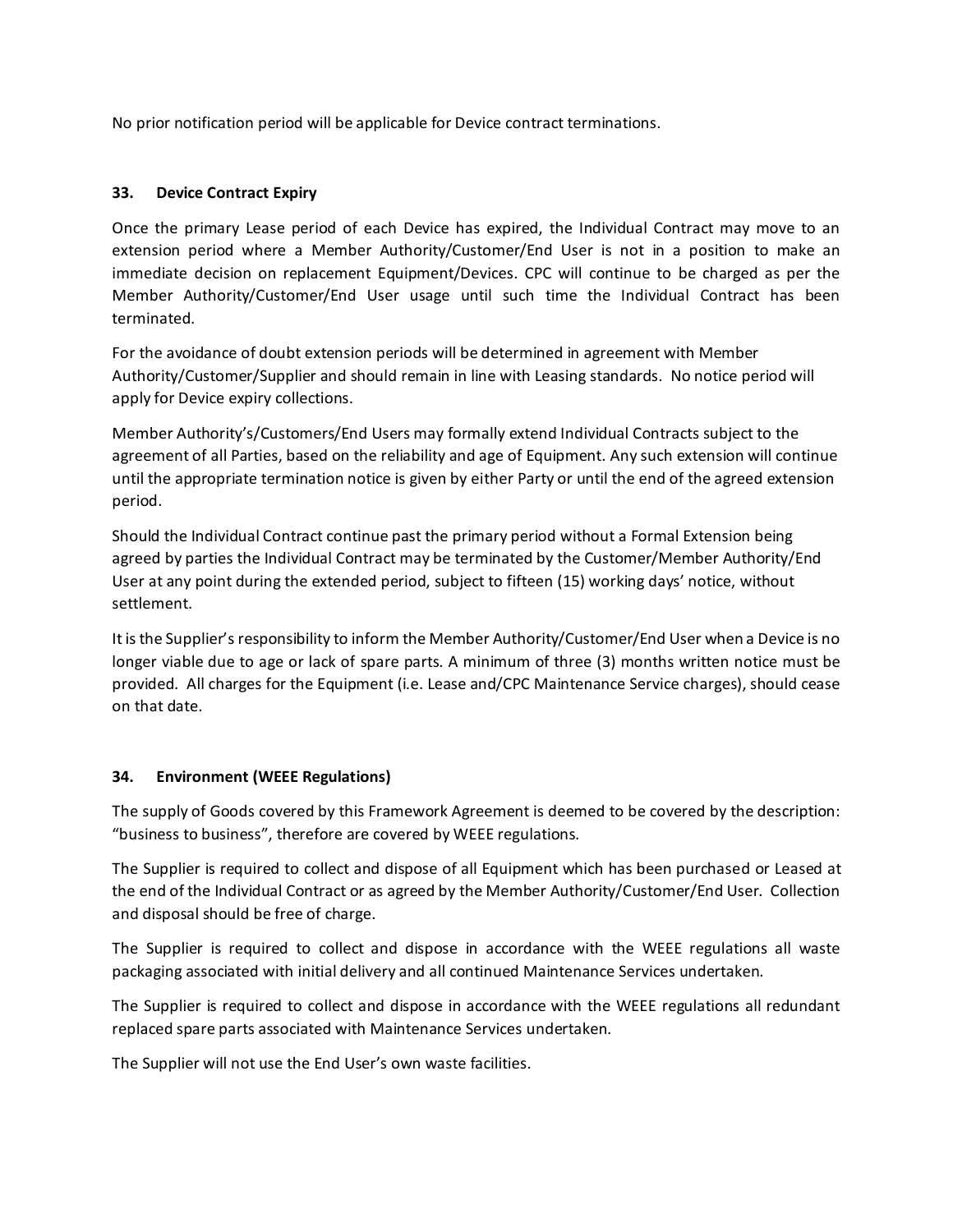No prior notification period will be applicable for Device contract terminations.

### 33. Device Contract Expiry

Once the primary Lease period of each Device has expired, the Individual Contract may move to an extension period where a Member Authority/Customer/End User is not in a position to make an immediate decision on replacement Equipment/Devices. CPC will continue to be charged as per the Member Authority/Customer/End User usage until such time the Individual Contract has been terminated.

For the avoidance of doubt extension periods will be determined in agreement with Member Authority/Customer/Supplier and should remain in line with Leasing standards. No notice period will apply for Device expiry collections.

Member Authority's/Customers/End Users may formally extend Individual Contracts subject to the agreement of all Parties, based on the reliability and age of Equipment. Any such extension will continue until the appropriate termination notice is given by either Party or until the end of the agreed extension period.

Should the Individual Contract continue past the primary period without a Formal Extension being agreed by parties the Individual Contract may be terminated by the Customer/Member Authority/End User at any point during the extended period, subject to fifteen (15) working days' notice, without settlement.

It is the Supplier's responsibility to inform the Member Authority/Customer/End User when a Device is no longer viable due to age or lack of spare parts. A minimum of three (3) months written notice must be provided. All charges for the Equipment (i.e. Lease and/CPC Maintenance Service charges), should cease on that date.

### 34. Environment (WEEE Regulations)

The supply of Goods covered by this Framework Agreement is deemed to be covered by the description: "business to business", therefore are covered by WEEE regulations.

The Supplier is required to collect and dispose of all Equipment which has been purchased or Leased at the end of the Individual Contract or as agreed by the Member Authority/Customer/End User. Collection and disposal should be free of charge.

The Supplier is required to collect and dispose in accordance with the WEEE regulations all waste packaging associated with initial delivery and all continued Maintenance Services undertaken.

The Supplier is required to collect and dispose in accordance with the WEEE regulations all redundant replaced spare parts associated with Maintenance Services undertaken.

The Supplier will not use the End User's own waste facilities.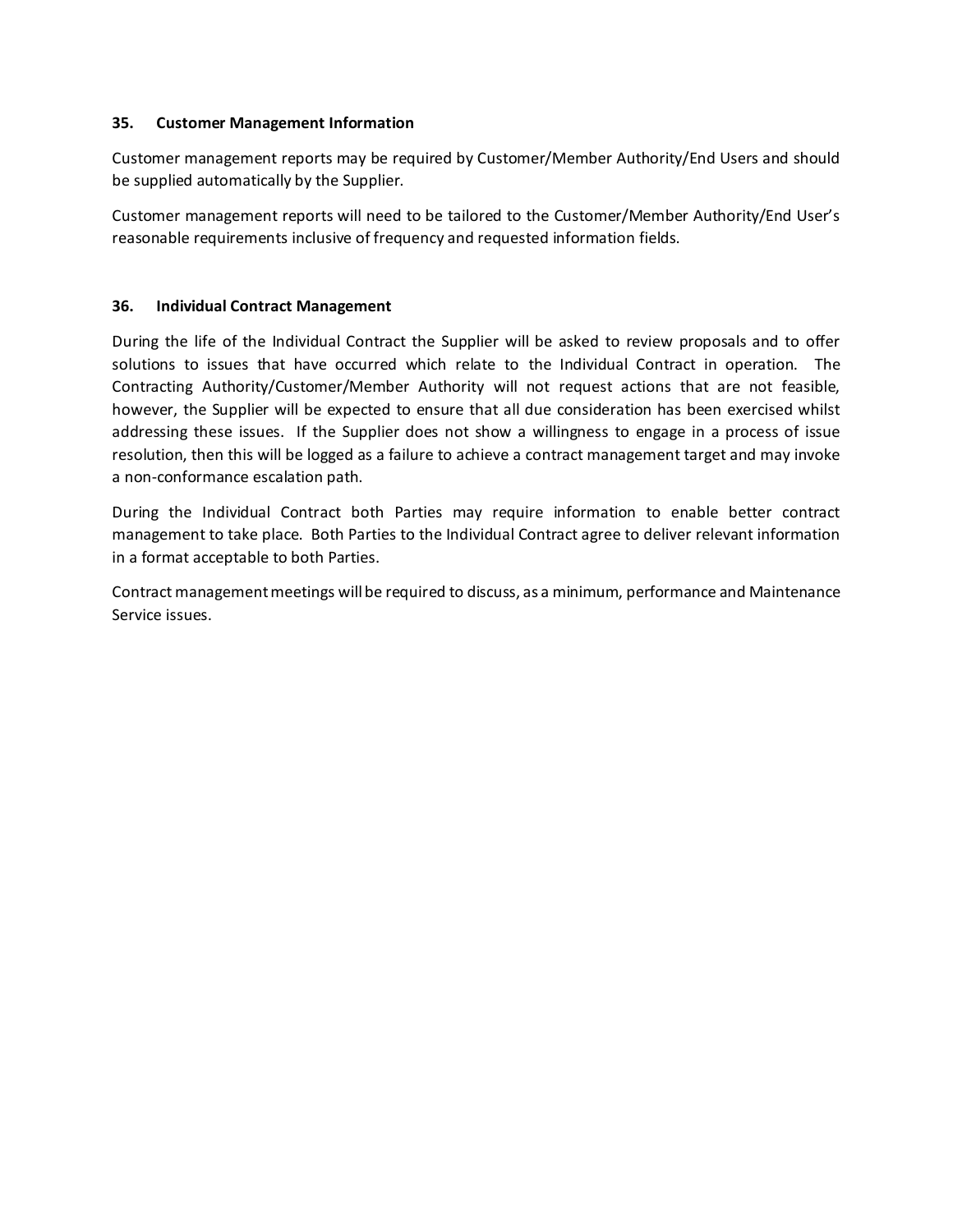### 35. Customer Management Information

Customer management reports may be required by Customer/Member Authority/End Users and should be supplied automatically by the Supplier.

Customer management reports will need to be tailored to the Customer/Member Authority/End User's reasonable requirements inclusive of frequency and requested information fields.

### 36. Individual Contract Management

During the life of the Individual Contract the Supplier will be asked to review proposals and to offer solutions to issues that have occurred which relate to the Individual Contract in operation. The Contracting Authority/Customer/Member Authority will not request actions that are not feasible, however, the Supplier will be expected to ensure that all due consideration has been exercised whilst addressing these issues. If the Supplier does not show a willingness to engage in a process of issue resolution, then this will be logged as a failure to achieve a contract management target and may invoke a non-conformance escalation path.

During the Individual Contract both Parties may require information to enable better contract management to take place. Both Parties to the Individual Contract agree to deliver relevant information in a format acceptable to both Parties.

Contract management meetings will be required to discuss, as a minimum, performance and Maintenance Service issues.